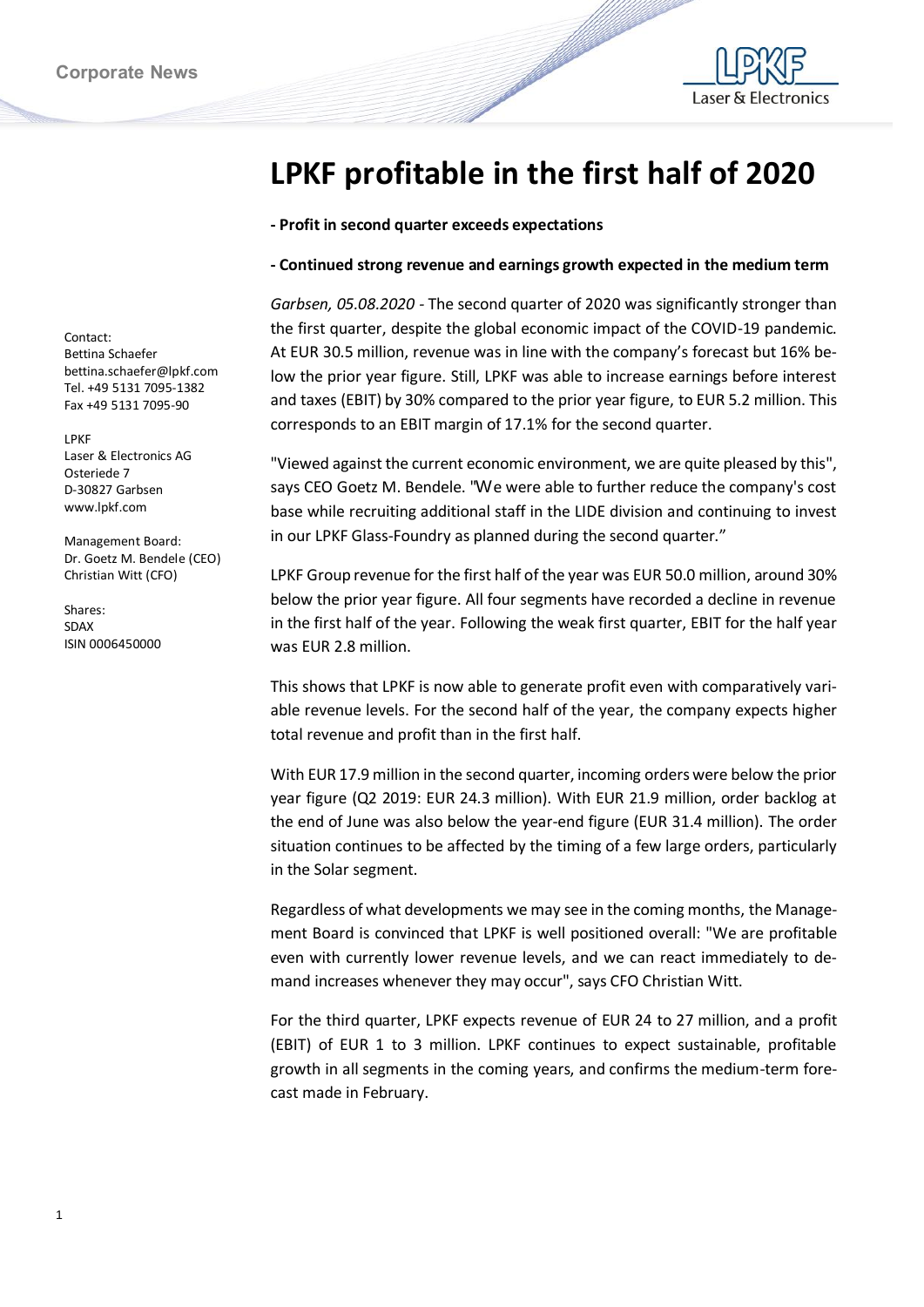Corporate News

# LPKF profitable in the first half of 2020

**- Profit in second quarter exceeds expectations**

**- Continued strong revenue and earnings growth expected in the medium term**

Contact:
Bettina Schaefer
bettina.schaefer@lpkf.com
Tel. +49 5131 7095-1382
Fax +49 5131 7095-90

LPKF
Laser & Electronics AG
Osteriede 7
D-30827 Garbsen
www.lpkf.com

Management Board:
Dr. Goetz M. Bendele (CEO)
Christian Witt (CFO)

Shares:
SDAX
ISIN 0006450000

*Garbsen, 05.08.2020* - The second quarter of 2020 was significantly stronger than the first quarter, despite the global economic impact of the COVID-19 pandemic. At EUR 30.5 million, revenue was in line with the company's forecast but 16% below the prior year figure. Still, LPKF was able to increase earnings before interest and taxes (EBIT) by 30% compared to the prior year figure, to EUR 5.2 million. This corresponds to an EBIT margin of 17.1% for the second quarter.

"Viewed against the current economic environment, we are quite pleased by this", says CEO Goetz M. Bendele. "We were able to further reduce the company's cost base while recruiting additional staff in the LIDE division and continuing to invest in our LPKF Glass-Foundry as planned during the second quarter."

LPKF Group revenue for the first half of the year was EUR 50.0 million, around 30% below the prior year figure. All four segments have recorded a decline in revenue in the first half of the year. Following the weak first quarter, EBIT for the half year was EUR 2.8 million.

This shows that LPKF is now able to generate profit even with comparatively variable revenue levels. For the second half of the year, the company expects higher total revenue and profit than in the first half.

With EUR 17.9 million in the second quarter, incoming orders were below the prior year figure (Q2 2019: EUR 24.3 million). With EUR 21.9 million, order backlog at the end of June was also below the year-end figure (EUR 31.4 million). The order situation continues to be affected by the timing of a few large orders, particularly in the Solar segment.

Regardless of what developments we may see in the coming months, the Management Board is convinced that LPKF is well positioned overall: "We are profitable even with currently lower revenue levels, and we can react immediately to demand increases whenever they may occur", says CFO Christian Witt.

For the third quarter, LPKF expects revenue of EUR 24 to 27 million, and a profit (EBIT) of EUR 1 to 3 million. LPKF continues to expect sustainable, profitable growth in all segments in the coming years, and confirms the medium-term forecast made in February.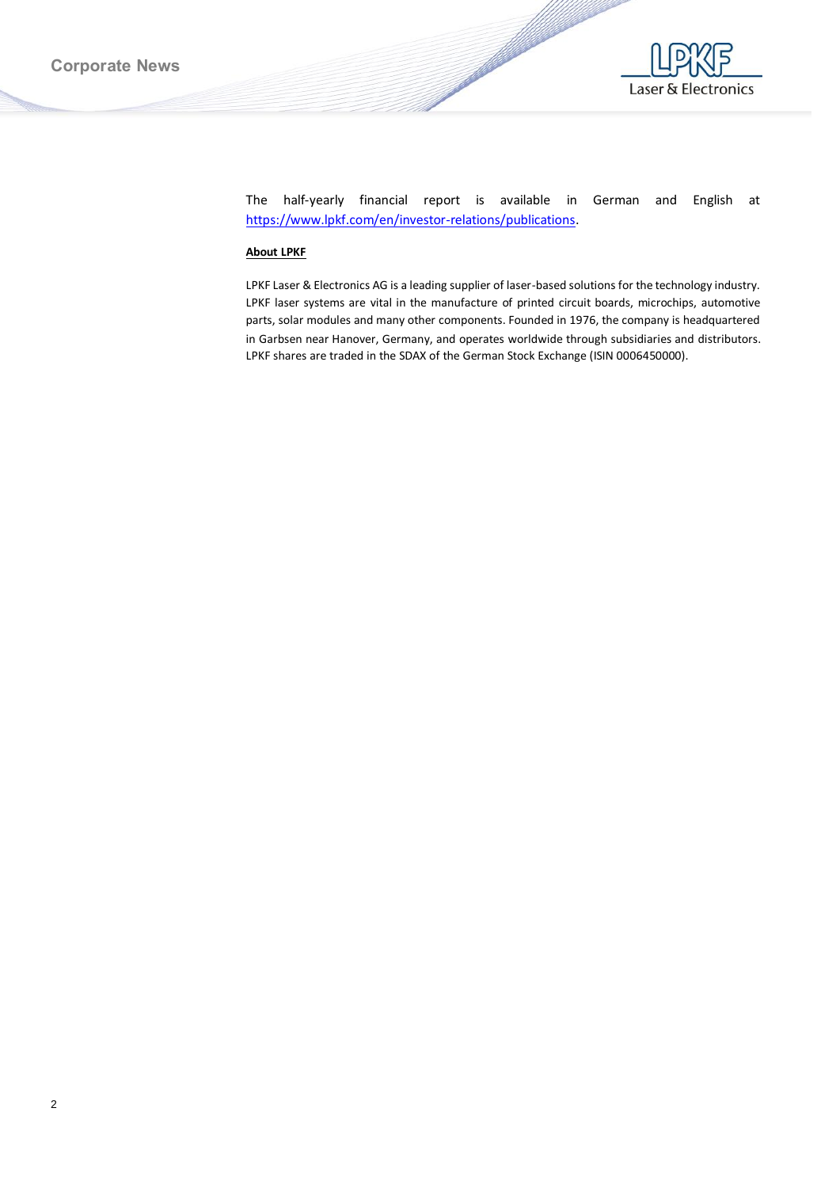The half-yearly financial report is available in German and English at https://www.lpkf.com/en/investor-relations/publications.

**About LPKF**

LPKF Laser & Electronics AG is a leading supplier of laser-based solutions for the technology industry. LPKF laser systems are vital in the manufacture of printed circuit boards, microchips, automotive parts, solar modules and many other components. Founded in 1976, the company is headquartered in Garbsen near Hanover, Germany, and operates worldwide through subsidiaries and distributors. LPKF shares are traded in the SDAX of the German Stock Exchange (ISIN 0006450000).